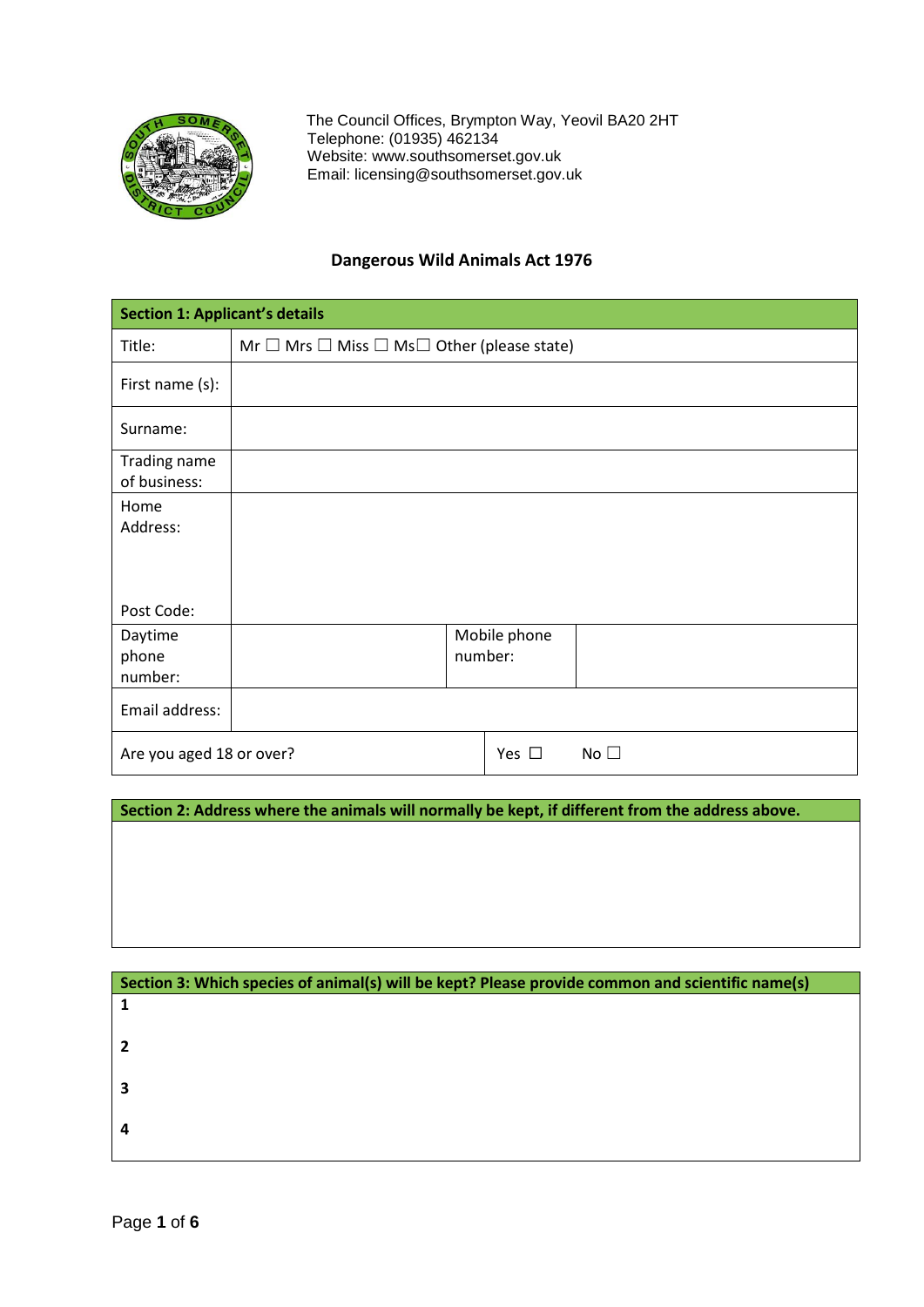The Council Offices, Brympton Way, Yeovil BA20 2HT
Telephone: (01935) 462134
Website: www.southsomerset.gov.uk
Email: licensing@southsomerset.gov.uk

## Dangerous Wild Animals Act 1976

| **Section 1: Applicant's details** | | | |
|---|---|---|---|
| Title: | Mr ☐ Mrs ☐ Miss ☐ Ms☐ Other (please state) | | |
| First name (s): | | | |
| Surname: | | | |
| Trading name of business: | | | |
| Home Address:<br><br>Post Code: | | | |
| Daytime phone number: | | Mobile phone number: | |
| Email address: | | | |
| Are you aged 18 or over? | | Yes ☐ | No ☐ |

| **Section 2: Address where the animals will normally be kept, if different from the address above.** |
|---|
| |

| **Section 3: Which species of animal(s) will be kept? Please provide common and scientific name(s)** |
|---|
| **1** |
| **2** |
| **3** |
| **4** |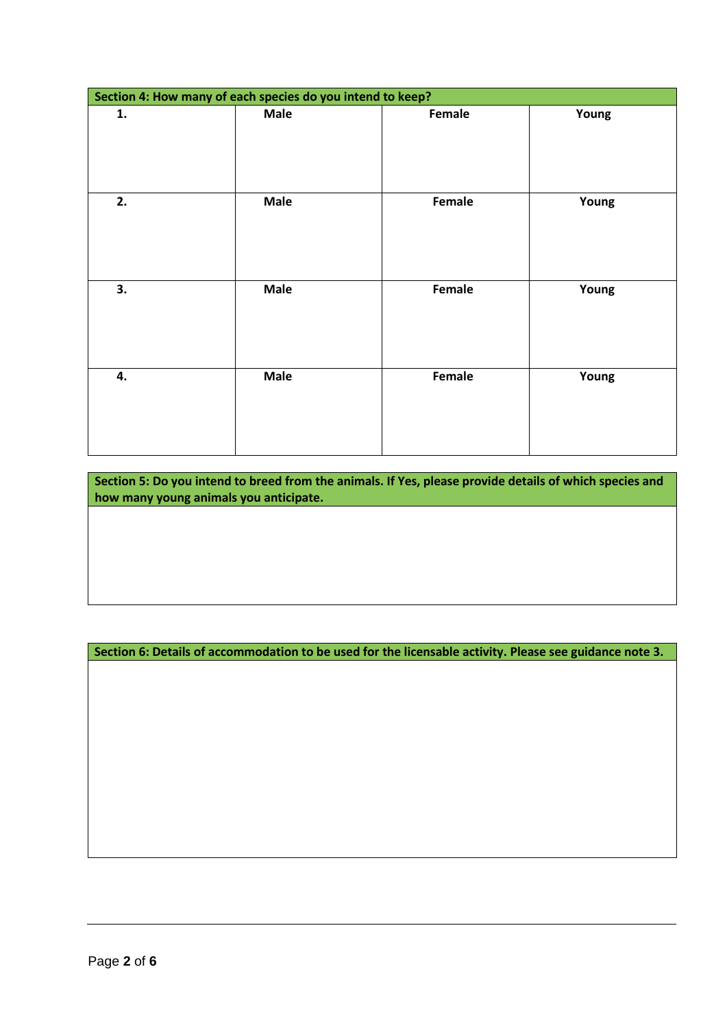| Section 4: How many of each species do you intend to keep? | | | |
|---|---|---|---|
| **1.** | **Male** | **Female** | **Young** |
| **2.** | **Male** | **Female** | **Young** |
| **3.** | **Male** | **Female** | **Young** |
| **4.** | **Male** | **Female** | **Young** |

| Section 5: Do you intend to breed from the animals. If Yes, please provide details of which species and how many young animals you anticipate. |
|---|
| |

| Section 6: Details of accommodation to be used for the licensable activity. Please see guidance note 3. |
|---|
| |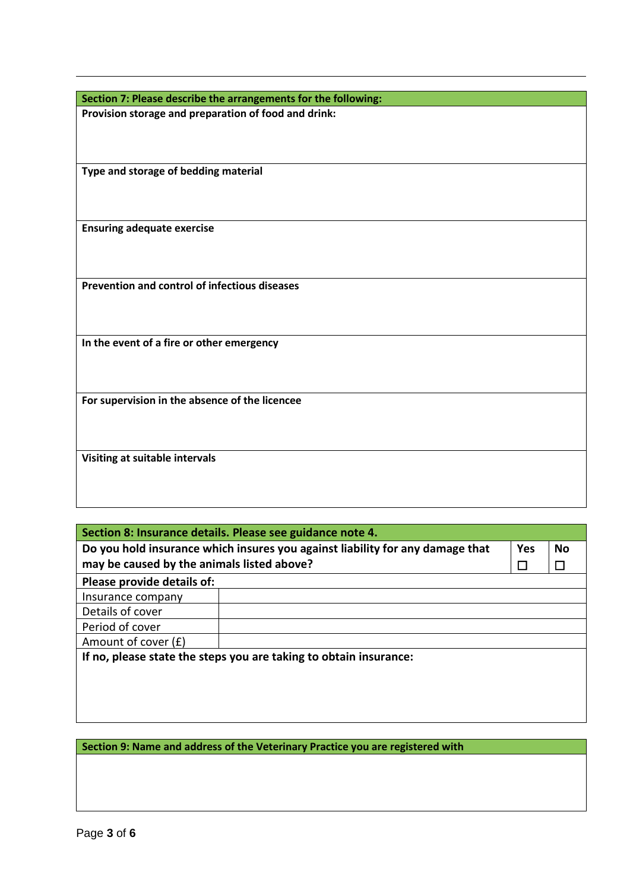| Section 7: Please describe the arrangements for the following: |
| --- |
| **Provision storage and preparation of food and drink:** |
| **Type and storage of bedding material** |
| **Ensuring adequate exercise** |
| **Prevention and control of infectious diseases** |
| **In the event of a fire or other emergency** |
| **For supervision in the absence of the licencee** |
| **Visiting at suitable intervals** |

| Section 8: Insurance details. Please see guidance note 4. | | | |
| --- | --- | --- | --- |
| **Do you hold insurance which insures you against liability for any damage that may be caused by the animals listed above?** | | **Yes** ☐ | **No** ☐ |
| **Please provide details of:** | | | |
| Insurance company | | | |
| Details of cover | | | |
| Period of cover | | | |
| Amount of cover (£) | | | |
| **If no, please state the steps you are taking to obtain insurance:** | | | |

| Section 9: Name and address of the Veterinary Practice you are registered with |
| --- |
| |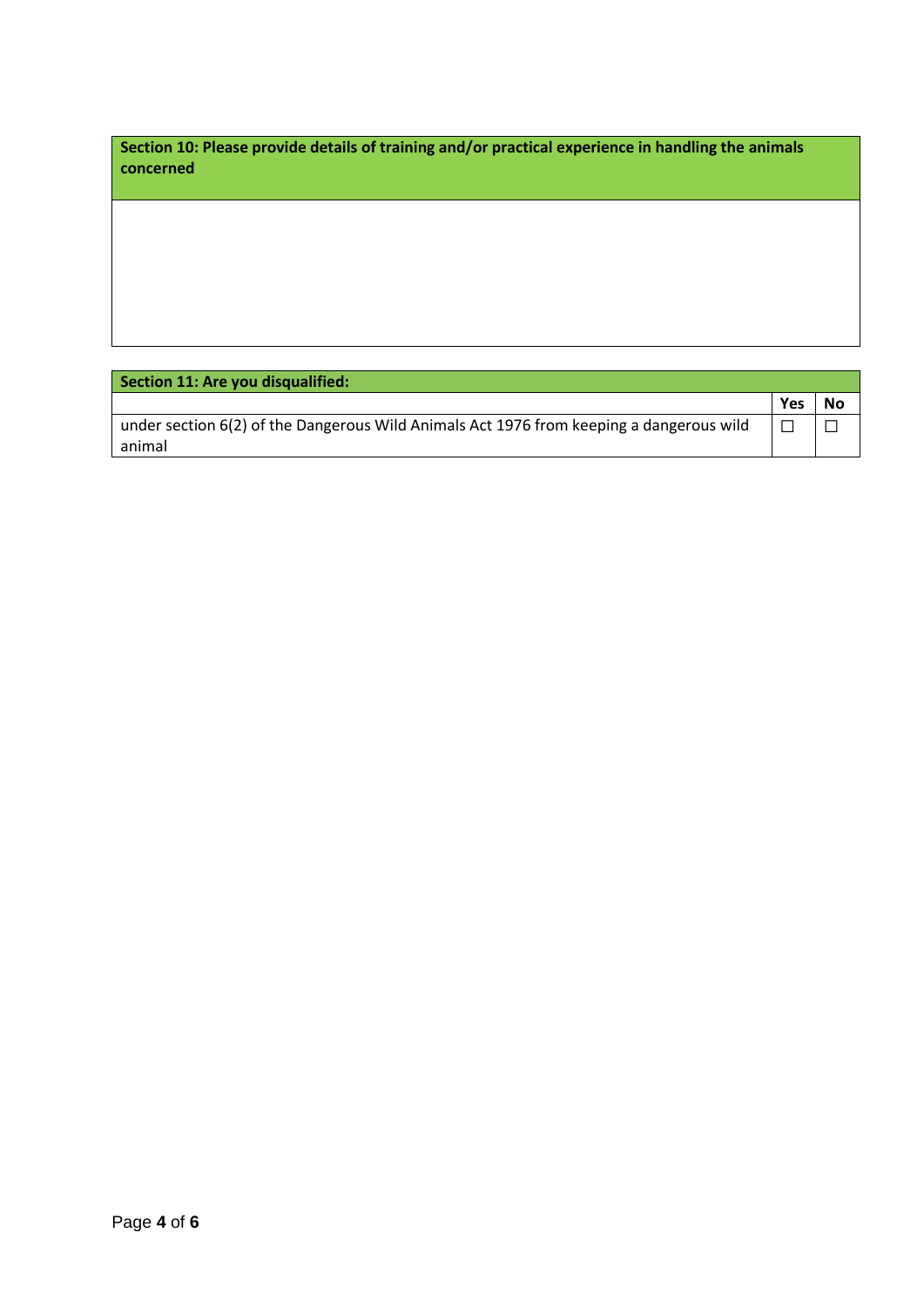| Section 10: Please provide details of training and/or practical experience in handling the animals concerned |
|---|
| |

| Section 11: Are you disqualified: | | |
|---|---|---|
| | **Yes** | **No** |
| under section 6(2) of the Dangerous Wild Animals Act 1976 from keeping a dangerous wild animal | ☐ | ☐ |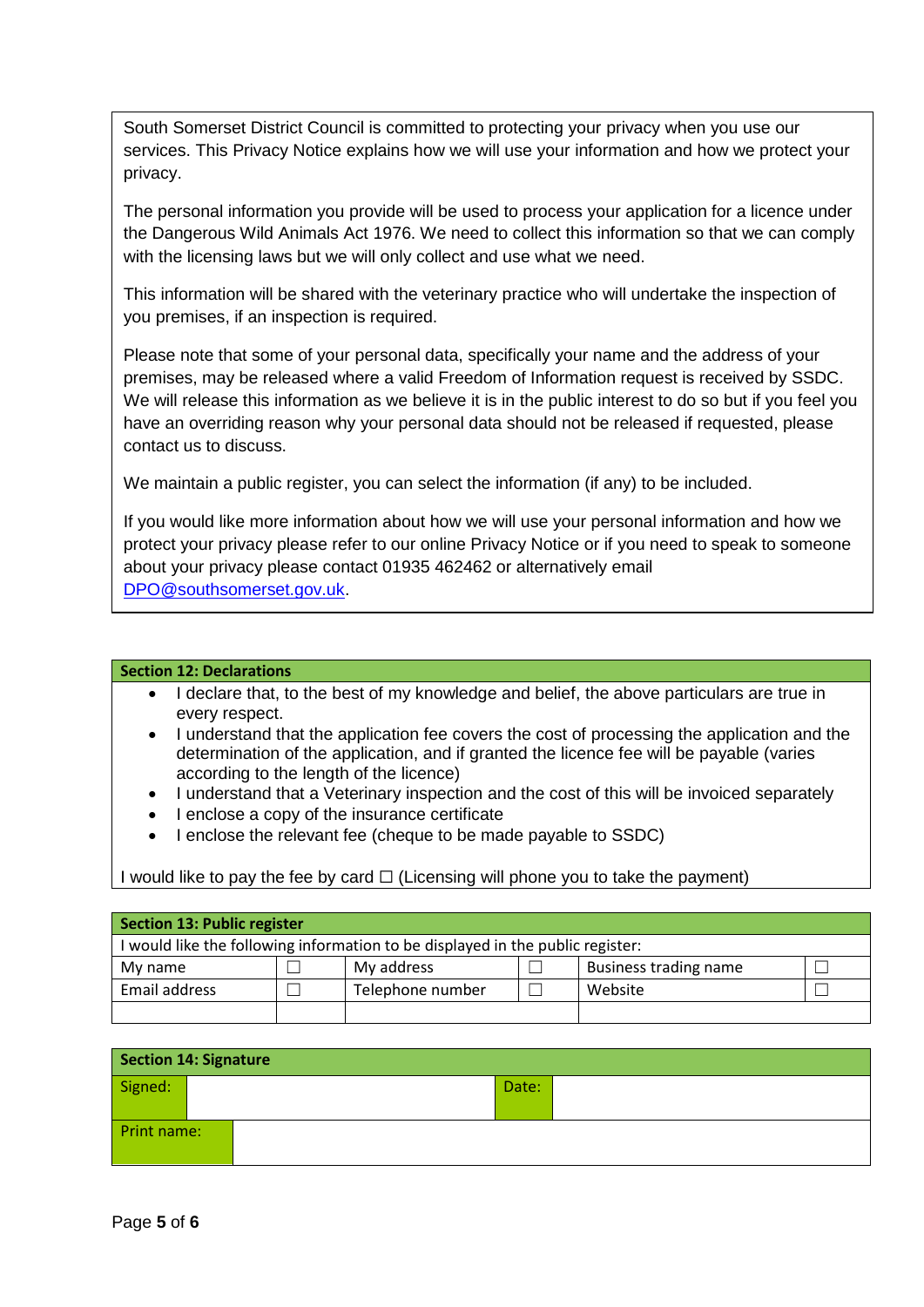South Somerset District Council is committed to protecting your privacy when you use our services. This Privacy Notice explains how we will use your information and how we protect your privacy.

The personal information you provide will be used to process your application for a licence under the Dangerous Wild Animals Act 1976. We need to collect this information so that we can comply with the licensing laws but we will only collect and use what we need.

This information will be shared with the veterinary practice who will undertake the inspection of you premises, if an inspection is required.

Please note that some of your personal data, specifically your name and the address of your premises, may be released where a valid Freedom of Information request is received by SSDC. We will release this information as we believe it is in the public interest to do so but if you feel you have an overriding reason why your personal data should not be released if requested, please contact us to discuss.

We maintain a public register, you can select the information (if any) to be included.

If you would like more information about how we will use your personal information and how we protect your privacy please refer to our online Privacy Notice or if you need to speak to someone about your privacy please contact 01935 462462 or alternatively email DPO@southsomerset.gov.uk.

## Section 12: Declarations

- I declare that, to the best of my knowledge and belief, the above particulars are true in every respect.
- I understand that the application fee covers the cost of processing the application and the determination of the application, and if granted the licence fee will be payable (varies according to the length of the licence)
- I understand that a Veterinary inspection and the cost of this will be invoiced separately
- I enclose a copy of the insurance certificate
- I enclose the relevant fee (cheque to be made payable to SSDC)

I would like to pay the fee by card ☐ (Licensing will phone you to take the payment)

## Section 13: Public register

I would like the following information to be displayed in the public register:

| | | | | | |
|---|---|---|---|---|---|
| My name | ☐ | My address | ☐ | Business trading name | ☐ |
| Email address | ☐ | Telephone number | ☐ | Website | ☐ |
| | | | | | |

## Section 14: Signature

| Signed: | | Date: | |
|---|---|---|---|
| Print name: | | | |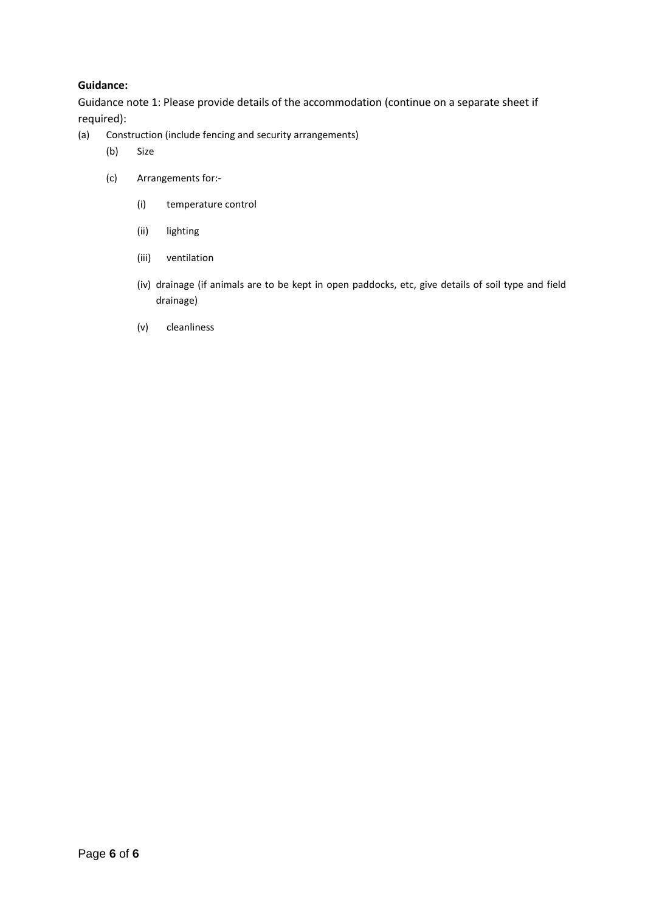**Guidance:**

Guidance note 1: Please provide details of the accommodation (continue on a separate sheet if required):

(a) Construction (include fencing and security arrangements)

(b) Size

(c) Arrangements for:-

- (i) temperature control
- (ii) lighting
- (iii) ventilation
- (iv) drainage (if animals are to be kept in open paddocks, etc, give details of soil type and field drainage)
- (v) cleanliness